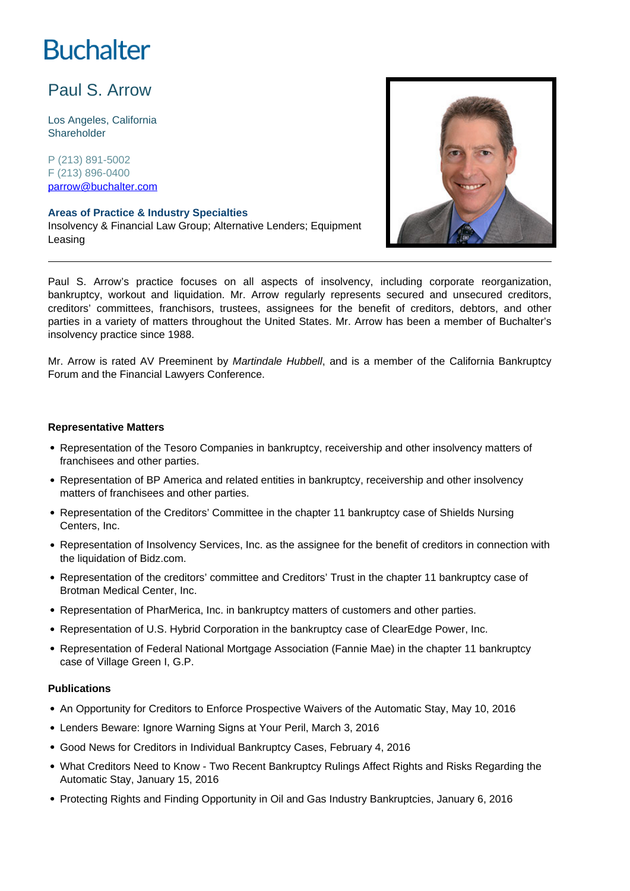# Buchalter

## Paul S. Arrow

Los Angeles, California
Shareholder

P (213) 891-5002
F (213) 896-0400
parrow@buchalter.com

**Areas of Practice & Industry Specialties**
Insolvency & Financial Law Group; Alternative Lenders; Equipment Leasing

---

Paul S. Arrow's practice focuses on all aspects of insolvency, including corporate reorganization, bankruptcy, workout and liquidation. Mr. Arrow regularly represents secured and unsecured creditors, creditors' committees, franchisors, trustees, assignees for the benefit of creditors, debtors, and other parties in a variety of matters throughout the United States. Mr. Arrow has been a member of Buchalter's insolvency practice since 1988.

Mr. Arrow is rated AV Preeminent by *Martindale Hubbell*, and is a member of the California Bankruptcy Forum and the Financial Lawyers Conference.

### Representative Matters

- Representation of the Tesoro Companies in bankruptcy, receivership and other insolvency matters of franchisees and other parties.
- Representation of BP America and related entities in bankruptcy, receivership and other insolvency matters of franchisees and other parties.
- Representation of the Creditors' Committee in the chapter 11 bankruptcy case of Shields Nursing Centers, Inc.
- Representation of Insolvency Services, Inc. as the assignee for the benefit of creditors in connection with the liquidation of Bidz.com.
- Representation of the creditors' committee and Creditors' Trust in the chapter 11 bankruptcy case of Brotman Medical Center, Inc.
- Representation of PharMerica, Inc. in bankruptcy matters of customers and other parties.
- Representation of U.S. Hybrid Corporation in the bankruptcy case of ClearEdge Power, Inc.
- Representation of Federal National Mortgage Association (Fannie Mae) in the chapter 11 bankruptcy case of Village Green I, G.P.

### Publications

- An Opportunity for Creditors to Enforce Prospective Waivers of the Automatic Stay, May 10, 2016
- Lenders Beware: Ignore Warning Signs at Your Peril, March 3, 2016
- Good News for Creditors in Individual Bankruptcy Cases, February 4, 2016
- What Creditors Need to Know - Two Recent Bankruptcy Rulings Affect Rights and Risks Regarding the Automatic Stay, January 15, 2016
- Protecting Rights and Finding Opportunity in Oil and Gas Industry Bankruptcies, January 6, 2016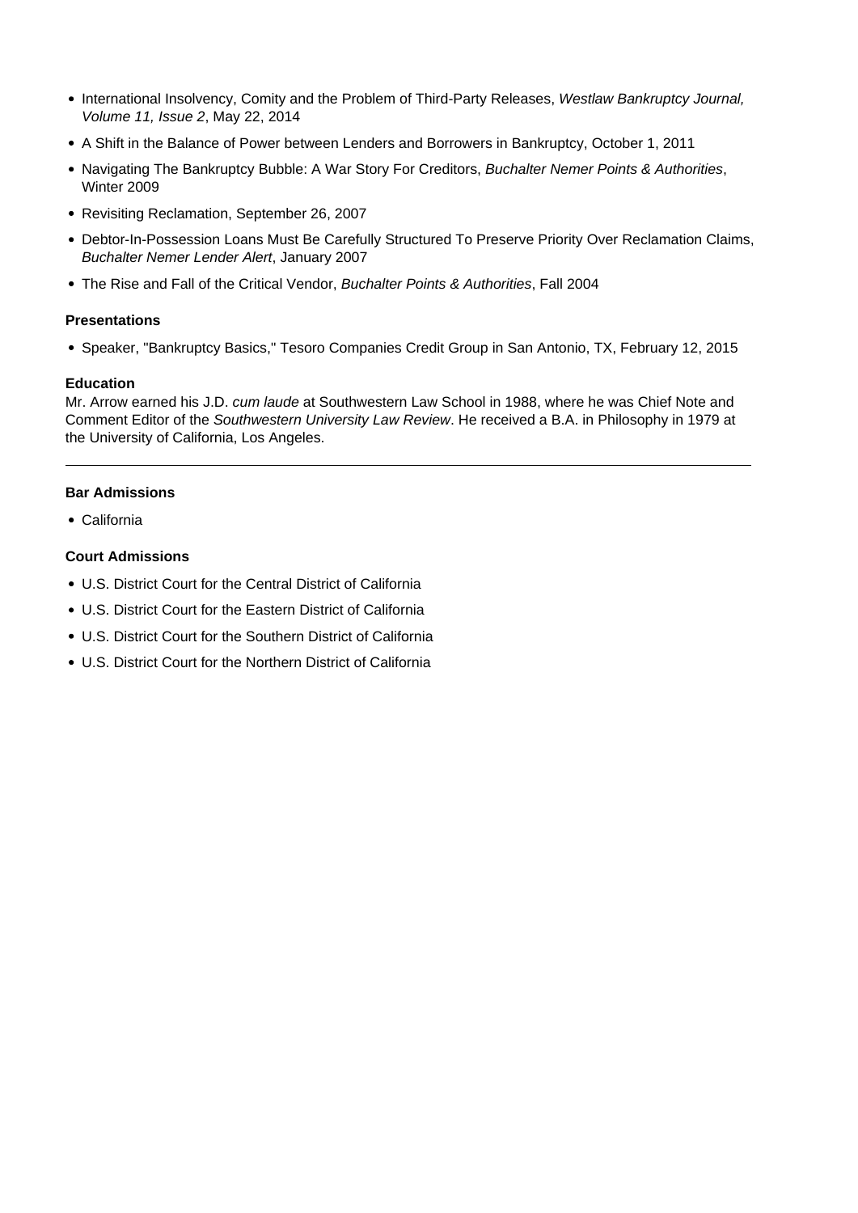- International Insolvency, Comity and the Problem of Third-Party Releases, *Westlaw Bankruptcy Journal, Volume 11, Issue 2*, May 22, 2014
- A Shift in the Balance of Power between Lenders and Borrowers in Bankruptcy, October 1, 2011
- Navigating The Bankruptcy Bubble: A War Story For Creditors, *Buchalter Nemer Points & Authorities*, Winter 2009
- Revisiting Reclamation, September 26, 2007
- Debtor-In-Possession Loans Must Be Carefully Structured To Preserve Priority Over Reclamation Claims, *Buchalter Nemer Lender Alert*, January 2007
- The Rise and Fall of the Critical Vendor, *Buchalter Points & Authorities*, Fall 2004

**Presentations**

- Speaker, "Bankruptcy Basics," Tesoro Companies Credit Group in San Antonio, TX, February 12, 2015

**Education**

Mr. Arrow earned his J.D. *cum laude* at Southwestern Law School in 1988, where he was Chief Note and Comment Editor of the *Southwestern University Law Review*. He received a B.A. in Philosophy in 1979 at the University of California, Los Angeles.

---

**Bar Admissions**

- California

**Court Admissions**

- U.S. District Court for the Central District of California
- U.S. District Court for the Eastern District of California
- U.S. District Court for the Southern District of California
- U.S. District Court for the Northern District of California